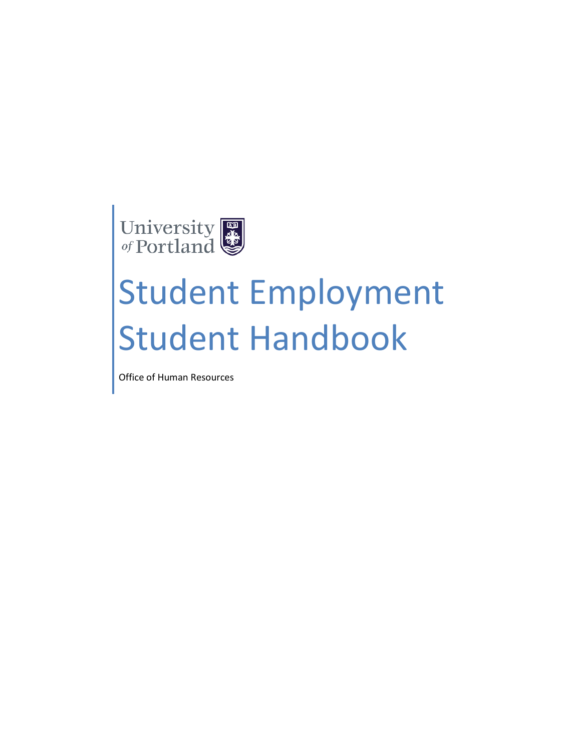University of Portland

# Student Employment Student Handbook

Office of Human Resources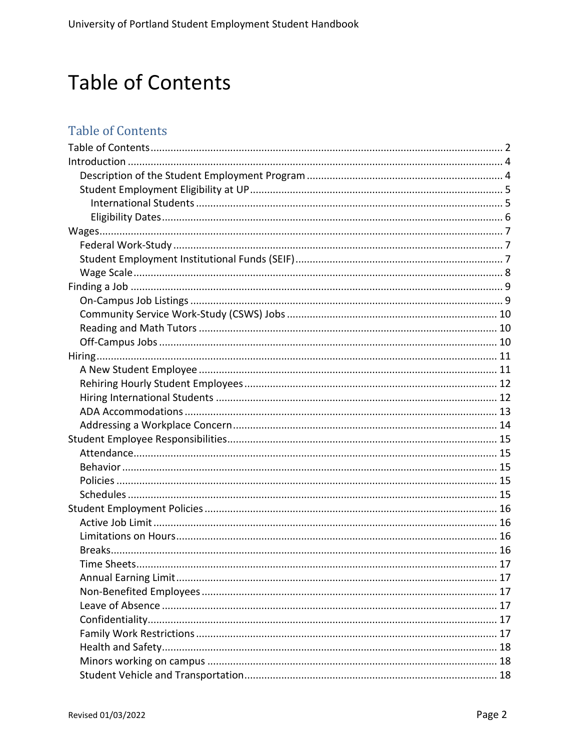# Table of Contents

## Table of Contents

- Table of Contents ........ 2
- Introduction ........ 4
  - Description of the Student Employment Program ........ 4
  - Student Employment Eligibility at UP ........ 5
    - International Students ........ 5
    - Eligibility Dates ........ 6
- Wages ........ 7
  - Federal Work-Study ........ 7
  - Student Employment Institutional Funds (SEIF) ........ 7
  - Wage Scale ........ 8
- Finding a Job ........ 9
  - On-Campus Job Listings ........ 9
  - Community Service Work-Study (CSWS) Jobs ........ 10
  - Reading and Math Tutors ........ 10
  - Off-Campus Jobs ........ 10
- Hiring ........ 11
  - A New Student Employee ........ 11
  - Rehiring Hourly Student Employees ........ 12
  - Hiring International Students ........ 12
  - ADA Accommodations ........ 13
  - Addressing a Workplace Concern ........ 14
- Student Employee Responsibilities ........ 15
  - Attendance ........ 15
  - Behavior ........ 15
  - Policies ........ 15
  - Schedules ........ 15
- Student Employment Policies ........ 16
  - Active Job Limit ........ 16
  - Limitations on Hours ........ 16
  - Breaks ........ 16
  - Time Sheets ........ 17
  - Annual Earning Limit ........ 17
  - Non-Benefited Employees ........ 17
  - Leave of Absence ........ 17
  - Confidentiality ........ 17
  - Family Work Restrictions ........ 17
  - Health and Safety ........ 18
  - Minors working on campus ........ 18
  - Student Vehicle and Transportation ........ 18

Revised 01/03/2022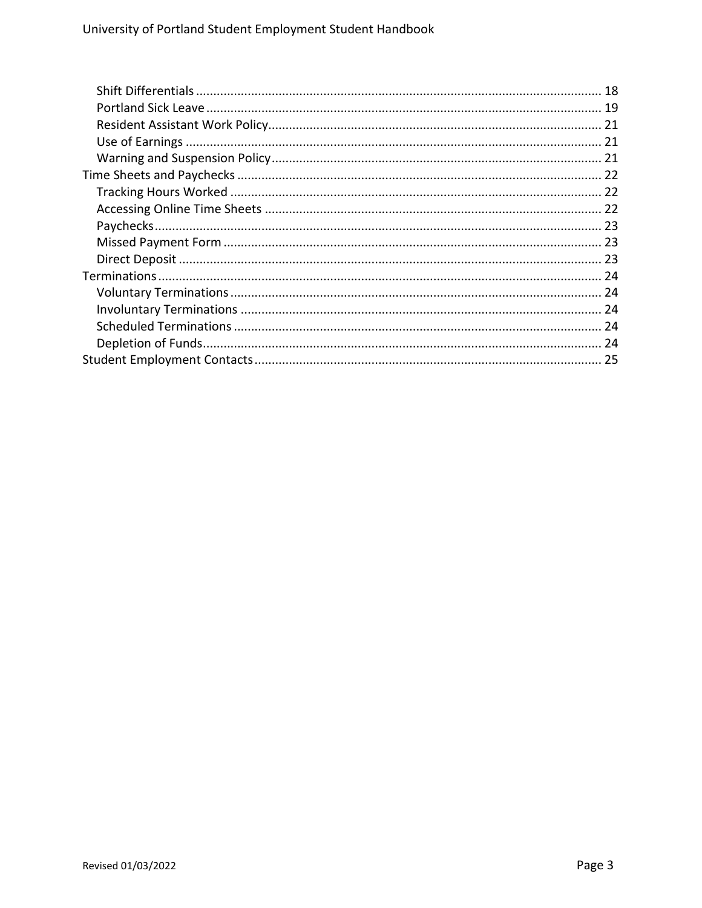- Shift Differentials ........................................ 18
- Portland Sick Leave ........................................ 19
- Resident Assistant Work Policy ........................................ 21
- Use of Earnings ........................................ 21
- Warning and Suspension Policy ........................................ 21

Time Sheets and Paychecks ........................................ 22

- Tracking Hours Worked ........................................ 22
- Accessing Online Time Sheets ........................................ 22
- Paychecks ........................................ 23
- Missed Payment Form ........................................ 23
- Direct Deposit ........................................ 23

Terminations ........................................ 24

- Voluntary Terminations ........................................ 24
- Involuntary Terminations ........................................ 24
- Scheduled Terminations ........................................ 24
- Depletion of Funds ........................................ 24

Student Employment Contacts ........................................ 25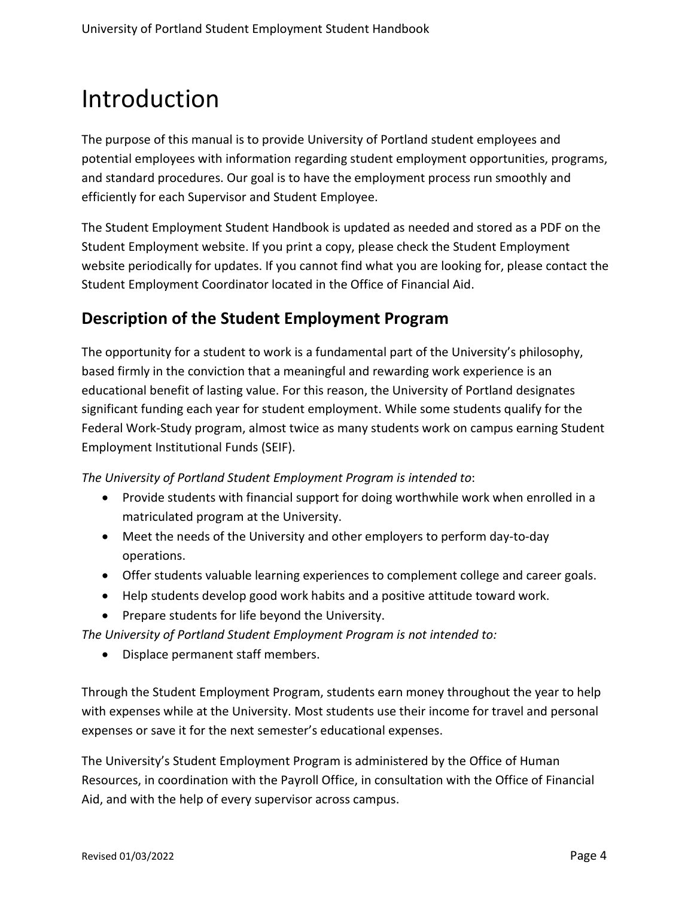# Introduction

The purpose of this manual is to provide University of Portland student employees and potential employees with information regarding student employment opportunities, programs, and standard procedures. Our goal is to have the employment process run smoothly and efficiently for each Supervisor and Student Employee.

The Student Employment Student Handbook is updated as needed and stored as a PDF on the Student Employment website. If you print a copy, please check the Student Employment website periodically for updates. If you cannot find what you are looking for, please contact the Student Employment Coordinator located in the Office of Financial Aid.

## Description of the Student Employment Program

The opportunity for a student to work is a fundamental part of the University's philosophy, based firmly in the conviction that a meaningful and rewarding work experience is an educational benefit of lasting value. For this reason, the University of Portland designates significant funding each year for student employment. While some students qualify for the Federal Work-Study program, almost twice as many students work on campus earning Student Employment Institutional Funds (SEIF).

*The University of Portland Student Employment Program is intended to*:

- Provide students with financial support for doing worthwhile work when enrolled in a matriculated program at the University.
- Meet the needs of the University and other employers to perform day-to-day operations.
- Offer students valuable learning experiences to complement college and career goals.
- Help students develop good work habits and a positive attitude toward work.
- Prepare students for life beyond the University.

*The University of Portland Student Employment Program is not intended to:*

- Displace permanent staff members.

Through the Student Employment Program, students earn money throughout the year to help with expenses while at the University. Most students use their income for travel and personal expenses or save it for the next semester's educational expenses.

The University's Student Employment Program is administered by the Office of Human Resources, in coordination with the Payroll Office, in consultation with the Office of Financial Aid, and with the help of every supervisor across campus.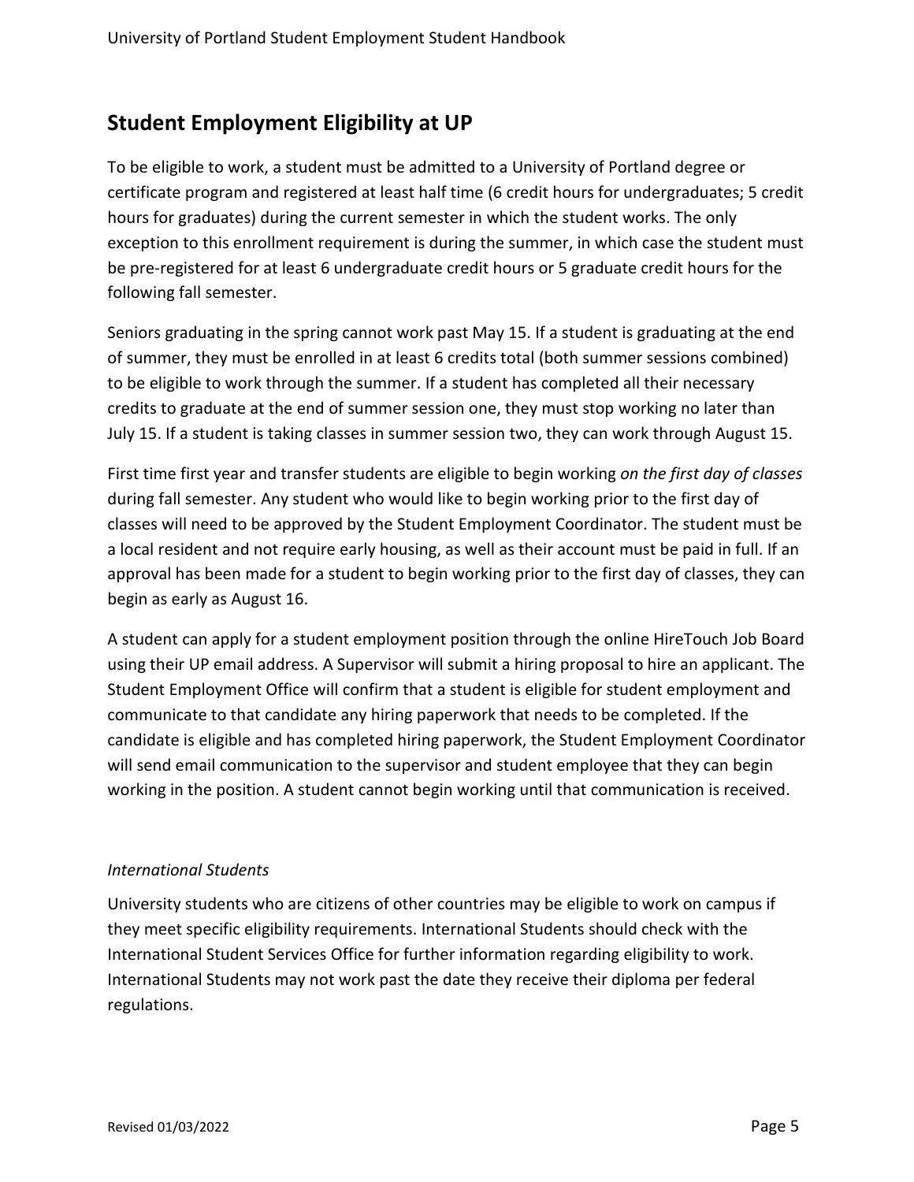## Student Employment Eligibility at UP

To be eligible to work, a student must be admitted to a University of Portland degree or certificate program and registered at least half time (6 credit hours for undergraduates; 5 credit hours for graduates) during the current semester in which the student works. The only exception to this enrollment requirement is during the summer, in which case the student must be pre-registered for at least 6 undergraduate credit hours or 5 graduate credit hours for the following fall semester.

Seniors graduating in the spring cannot work past May 15. If a student is graduating at the end of summer, they must be enrolled in at least 6 credits total (both summer sessions combined) to be eligible to work through the summer. If a student has completed all their necessary credits to graduate at the end of summer session one, they must stop working no later than July 15. If a student is taking classes in summer session two, they can work through August 15.

First time first year and transfer students are eligible to begin working *on the first day of classes* during fall semester. Any student who would like to begin working prior to the first day of classes will need to be approved by the Student Employment Coordinator. The student must be a local resident and not require early housing, as well as their account must be paid in full. If an approval has been made for a student to begin working prior to the first day of classes, they can begin as early as August 16.

A student can apply for a student employment position through the online HireTouch Job Board using their UP email address. A Supervisor will submit a hiring proposal to hire an applicant. The Student Employment Office will confirm that a student is eligible for student employment and communicate to that candidate any hiring paperwork that needs to be completed. If the candidate is eligible and has completed hiring paperwork, the Student Employment Coordinator will send email communication to the supervisor and student employee that they can begin working in the position. A student cannot begin working until that communication is received.

### *International Students*

University students who are citizens of other countries may be eligible to work on campus if they meet specific eligibility requirements. International Students should check with the International Student Services Office for further information regarding eligibility to work. International Students may not work past the date they receive their diploma per federal regulations.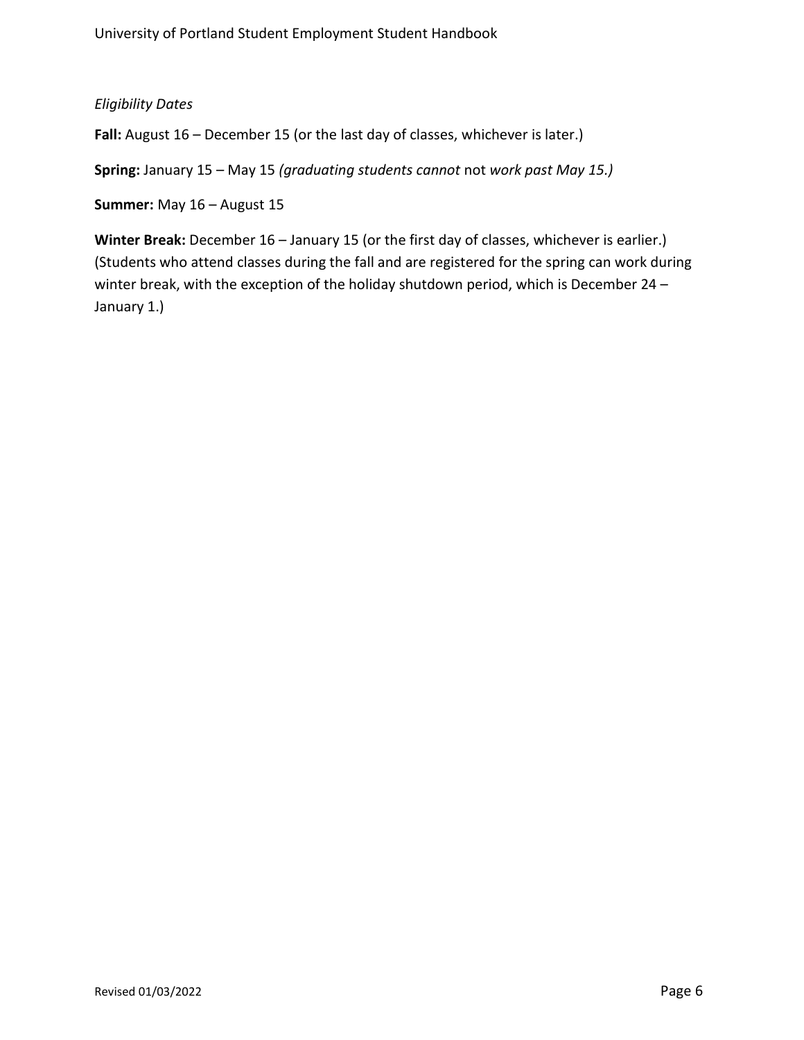*Eligibility Dates*

**Fall:** August 16 – December 15 (or the last day of classes, whichever is later.)

**Spring:** January 15 – May 15 *(graduating students cannot* not *work past May 15.)*

**Summer:** May 16 – August 15

**Winter Break:** December 16 – January 15 (or the first day of classes, whichever is earlier.) (Students who attend classes during the fall and are registered for the spring can work during winter break, with the exception of the holiday shutdown period, which is December 24 – January 1.)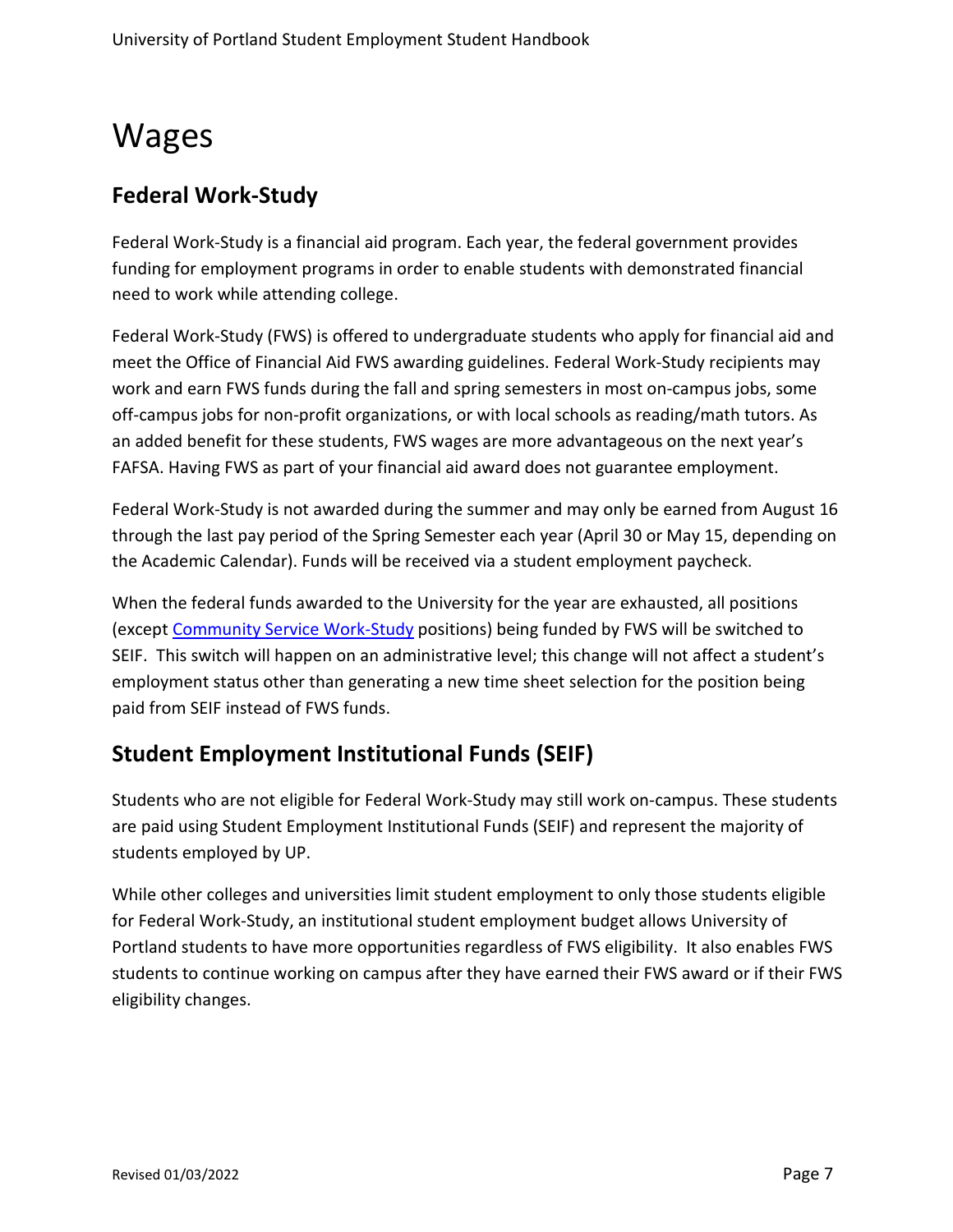# Wages

## Federal Work-Study

Federal Work-Study is a financial aid program. Each year, the federal government provides funding for employment programs in order to enable students with demonstrated financial need to work while attending college.

Federal Work-Study (FWS) is offered to undergraduate students who apply for financial aid and meet the Office of Financial Aid FWS awarding guidelines. Federal Work-Study recipients may work and earn FWS funds during the fall and spring semesters in most on-campus jobs, some off-campus jobs for non-profit organizations, or with local schools as reading/math tutors. As an added benefit for these students, FWS wages are more advantageous on the next year's FAFSA. Having FWS as part of your financial aid award does not guarantee employment.

Federal Work-Study is not awarded during the summer and may only be earned from August 16 through the last pay period of the Spring Semester each year (April 30 or May 15, depending on the Academic Calendar). Funds will be received via a student employment paycheck.

When the federal funds awarded to the University for the year are exhausted, all positions (except Community Service Work-Study positions) being funded by FWS will be switched to SEIF. This switch will happen on an administrative level; this change will not affect a student's employment status other than generating a new time sheet selection for the position being paid from SEIF instead of FWS funds.

## Student Employment Institutional Funds (SEIF)

Students who are not eligible for Federal Work-Study may still work on-campus. These students are paid using Student Employment Institutional Funds (SEIF) and represent the majority of students employed by UP.

While other colleges and universities limit student employment to only those students eligible for Federal Work-Study, an institutional student employment budget allows University of Portland students to have more opportunities regardless of FWS eligibility. It also enables FWS students to continue working on campus after they have earned their FWS award or if their FWS eligibility changes.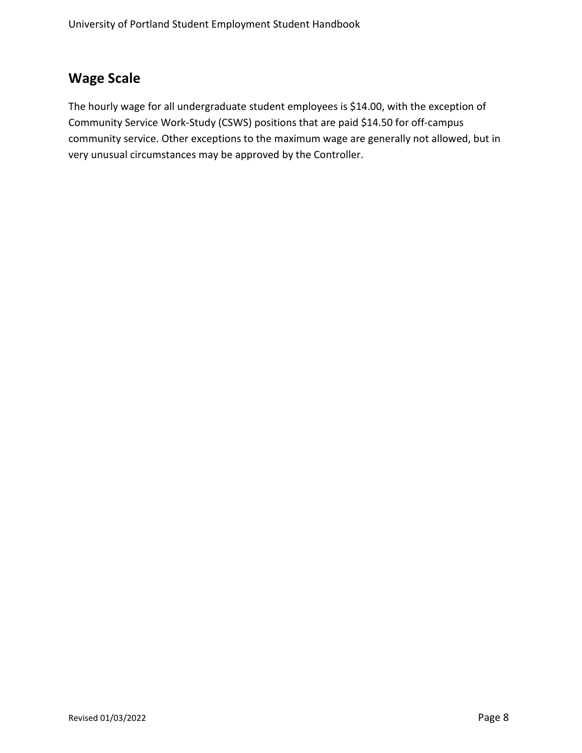## Wage Scale

The hourly wage for all undergraduate student employees is $14.00, with the exception of Community Service Work-Study (CSWS) positions that are paid $14.50 for off-campus community service. Other exceptions to the maximum wage are generally not allowed, but in very unusual circumstances may be approved by the Controller.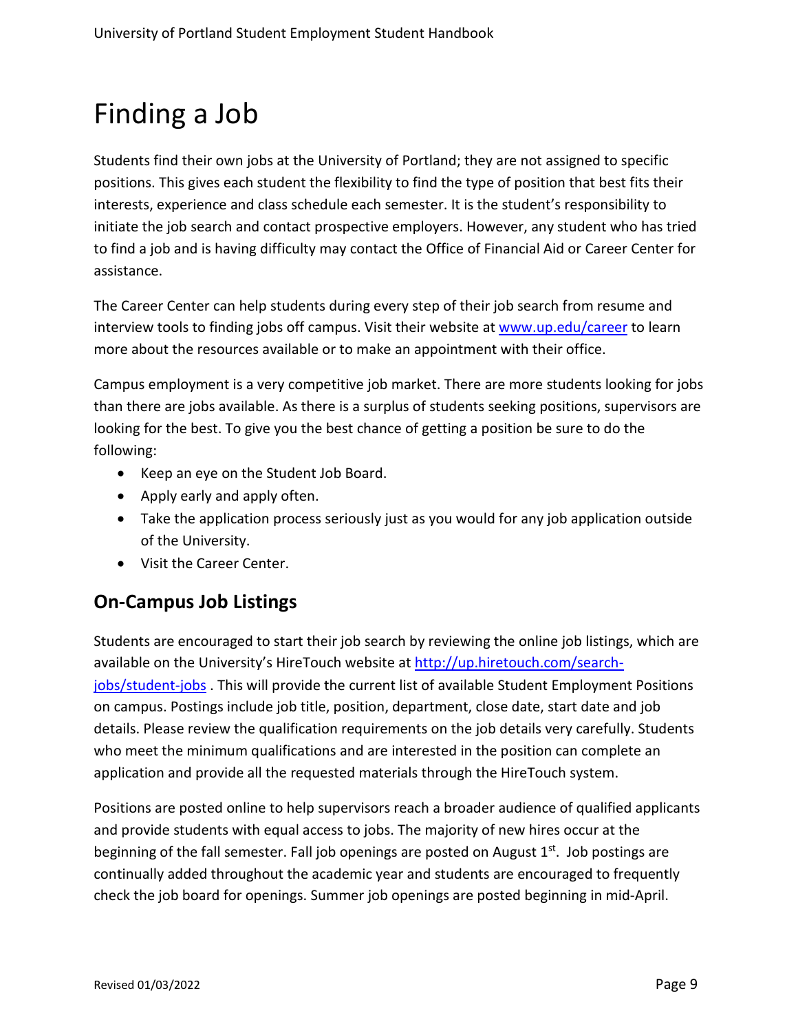# Finding a Job

Students find their own jobs at the University of Portland; they are not assigned to specific positions. This gives each student the flexibility to find the type of position that best fits their interests, experience and class schedule each semester. It is the student's responsibility to initiate the job search and contact prospective employers. However, any student who has tried to find a job and is having difficulty may contact the Office of Financial Aid or Career Center for assistance.

The Career Center can help students during every step of their job search from resume and interview tools to finding jobs off campus. Visit their website at www.up.edu/career to learn more about the resources available or to make an appointment with their office.

Campus employment is a very competitive job market. There are more students looking for jobs than there are jobs available. As there is a surplus of students seeking positions, supervisors are looking for the best. To give you the best chance of getting a position be sure to do the following:

- Keep an eye on the Student Job Board.
- Apply early and apply often.
- Take the application process seriously just as you would for any job application outside of the University.
- Visit the Career Center.

## On-Campus Job Listings

Students are encouraged to start their job search by reviewing the online job listings, which are available on the University's HireTouch website at http://up.hiretouch.com/search-jobs/student-jobs . This will provide the current list of available Student Employment Positions on campus. Postings include job title, position, department, close date, start date and job details. Please review the qualification requirements on the job details very carefully. Students who meet the minimum qualifications and are interested in the position can complete an application and provide all the requested materials through the HireTouch system.

Positions are posted online to help supervisors reach a broader audience of qualified applicants and provide students with equal access to jobs. The majority of new hires occur at the beginning of the fall semester. Fall job openings are posted on August 1st. Job postings are continually added throughout the academic year and students are encouraged to frequently check the job board for openings. Summer job openings are posted beginning in mid-April.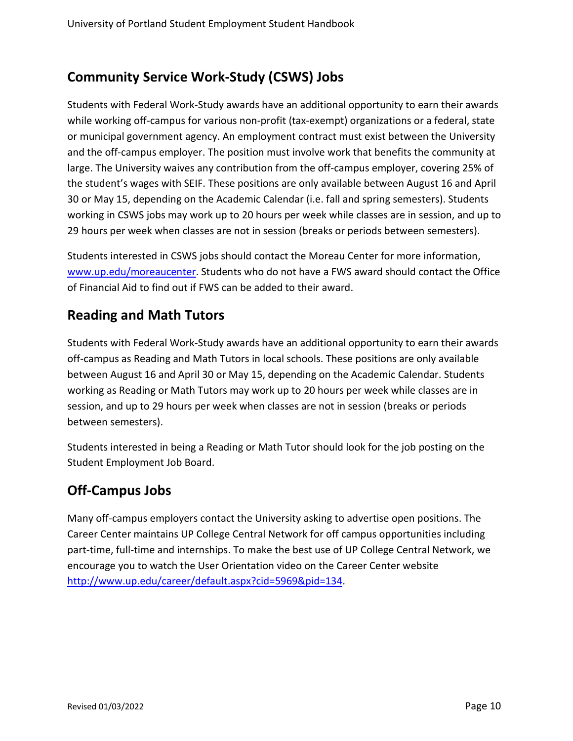## Community Service Work-Study (CSWS) Jobs

Students with Federal Work-Study awards have an additional opportunity to earn their awards while working off-campus for various non-profit (tax-exempt) organizations or a federal, state or municipal government agency. An employment contract must exist between the University and the off-campus employer. The position must involve work that benefits the community at large. The University waives any contribution from the off-campus employer, covering 25% of the student's wages with SEIF. These positions are only available between August 16 and April 30 or May 15, depending on the Academic Calendar (i.e. fall and spring semesters). Students working in CSWS jobs may work up to 20 hours per week while classes are in session, and up to 29 hours per week when classes are not in session (breaks or periods between semesters).

Students interested in CSWS jobs should contact the Moreau Center for more information, [www.up.edu/moreaucenter](www.up.edu/moreaucenter). Students who do not have a FWS award should contact the Office of Financial Aid to find out if FWS can be added to their award.

## Reading and Math Tutors

Students with Federal Work-Study awards have an additional opportunity to earn their awards off-campus as Reading and Math Tutors in local schools. These positions are only available between August 16 and April 30 or May 15, depending on the Academic Calendar. Students working as Reading or Math Tutors may work up to 20 hours per week while classes are in session, and up to 29 hours per week when classes are not in session (breaks or periods between semesters).

Students interested in being a Reading or Math Tutor should look for the job posting on the Student Employment Job Board.

## Off-Campus Jobs

Many off-campus employers contact the University asking to advertise open positions. The Career Center maintains UP College Central Network for off campus opportunities including part-time, full-time and internships. To make the best use of UP College Central Network, we encourage you to watch the User Orientation video on the Career Center website [http://www.up.edu/career/default.aspx?cid=5969&pid=134](http://www.up.edu/career/default.aspx?cid=5969&pid=134).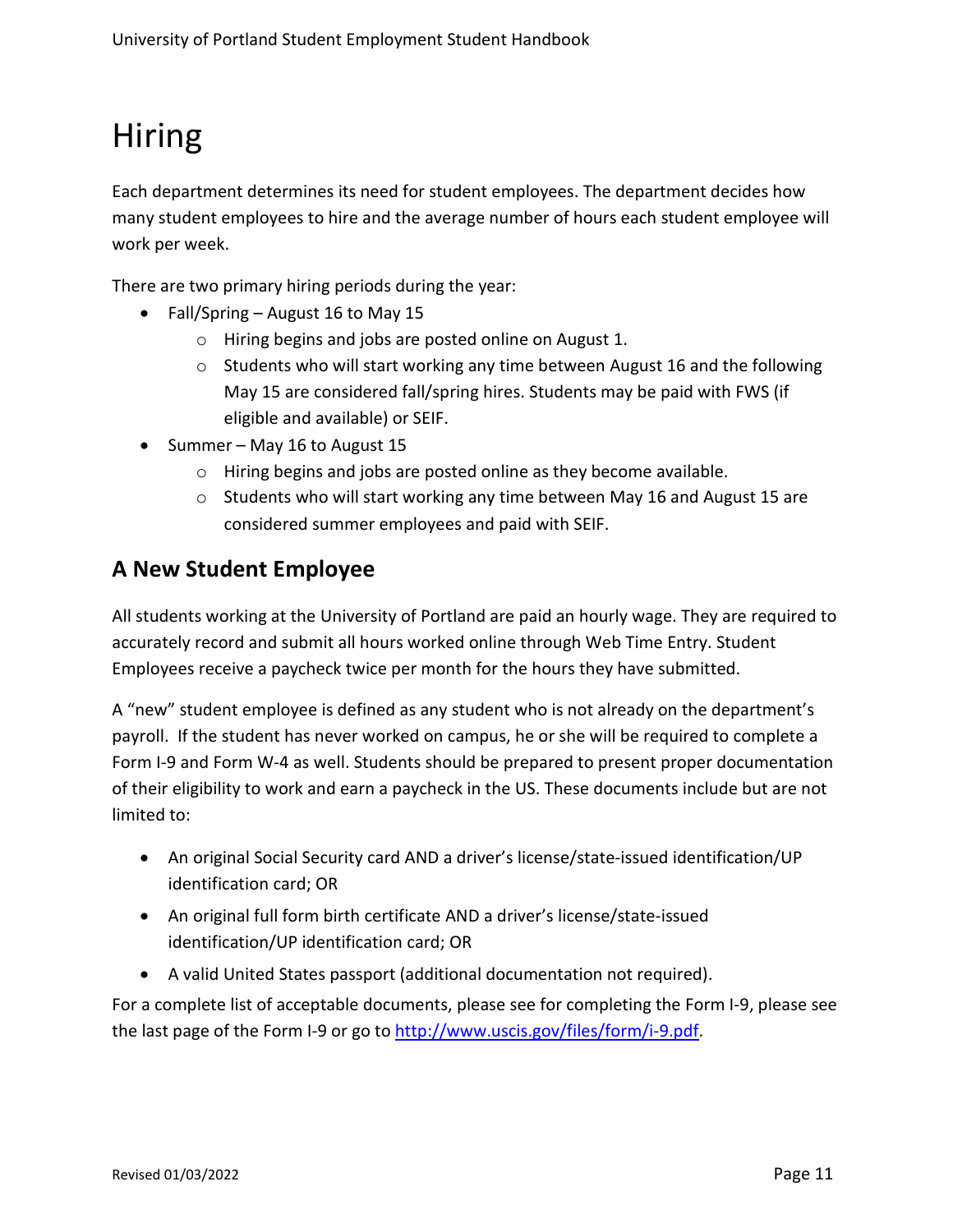# Hiring

Each department determines its need for student employees. The department decides how many student employees to hire and the average number of hours each student employee will work per week.

There are two primary hiring periods during the year:

- Fall/Spring – August 16 to May 15
    - Hiring begins and jobs are posted online on August 1.
    - Students who will start working any time between August 16 and the following May 15 are considered fall/spring hires. Students may be paid with FWS (if eligible and available) or SEIF.
- Summer – May 16 to August 15
    - Hiring begins and jobs are posted online as they become available.
    - Students who will start working any time between May 16 and August 15 are considered summer employees and paid with SEIF.

## A New Student Employee

All students working at the University of Portland are paid an hourly wage. They are required to accurately record and submit all hours worked online through Web Time Entry. Student Employees receive a paycheck twice per month for the hours they have submitted.

A "new" student employee is defined as any student who is not already on the department's payroll. If the student has never worked on campus, he or she will be required to complete a Form I-9 and Form W-4 as well. Students should be prepared to present proper documentation of their eligibility to work and earn a paycheck in the US. These documents include but are not limited to:

- An original Social Security card AND a driver's license/state-issued identification/UP identification card; OR
- An original full form birth certificate AND a driver's license/state-issued identification/UP identification card; OR
- A valid United States passport (additional documentation not required).

For a complete list of acceptable documents, please see for completing the Form I-9, please see the last page of the Form I-9 or go to [http://www.uscis.gov/files/form/i-9.pdf](http://www.uscis.gov/files/form/i-9.pdf).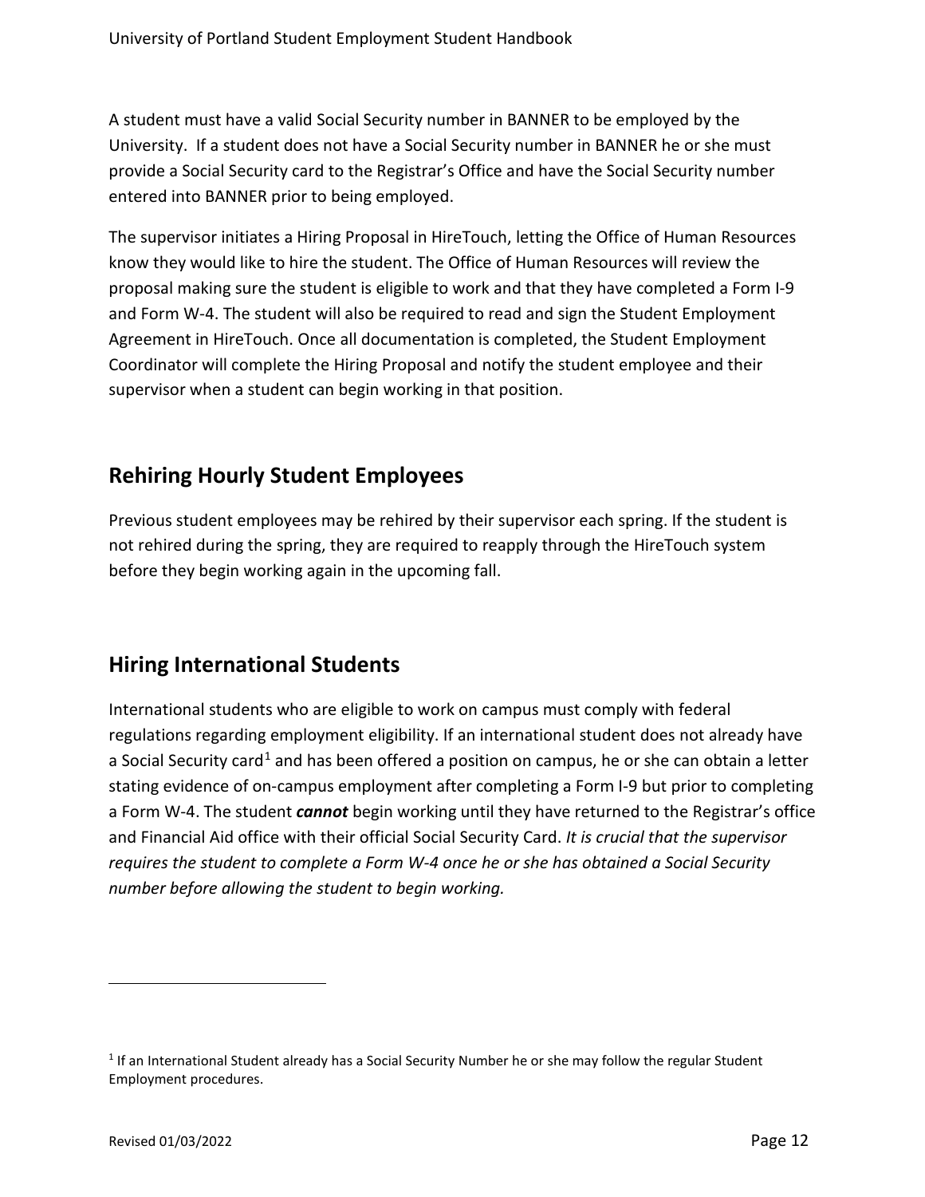A student must have a valid Social Security number in BANNER to be employed by the University. If a student does not have a Social Security number in BANNER he or she must provide a Social Security card to the Registrar's Office and have the Social Security number entered into BANNER prior to being employed.

The supervisor initiates a Hiring Proposal in HireTouch, letting the Office of Human Resources know they would like to hire the student. The Office of Human Resources will review the proposal making sure the student is eligible to work and that they have completed a Form I-9 and Form W-4. The student will also be required to read and sign the Student Employment Agreement in HireTouch. Once all documentation is completed, the Student Employment Coordinator will complete the Hiring Proposal and notify the student employee and their supervisor when a student can begin working in that position.

## Rehiring Hourly Student Employees

Previous student employees may be rehired by their supervisor each spring. If the student is not rehired during the spring, they are required to reapply through the HireTouch system before they begin working again in the upcoming fall.

## Hiring International Students

International students who are eligible to work on campus must comply with federal regulations regarding employment eligibility. If an international student does not already have a Social Security card[1] and has been offered a position on campus, he or she can obtain a letter stating evidence of on-campus employment after completing a Form I-9 but prior to completing a Form W-4. The student ***cannot*** begin working until they have returned to the Registrar's office and Financial Aid office with their official Social Security Card. *It is crucial that the supervisor requires the student to complete a Form W-4 once he or she has obtained a Social Security number before allowing the student to begin working.*

---

[1] If an International Student already has a Social Security Number he or she may follow the regular Student Employment procedures.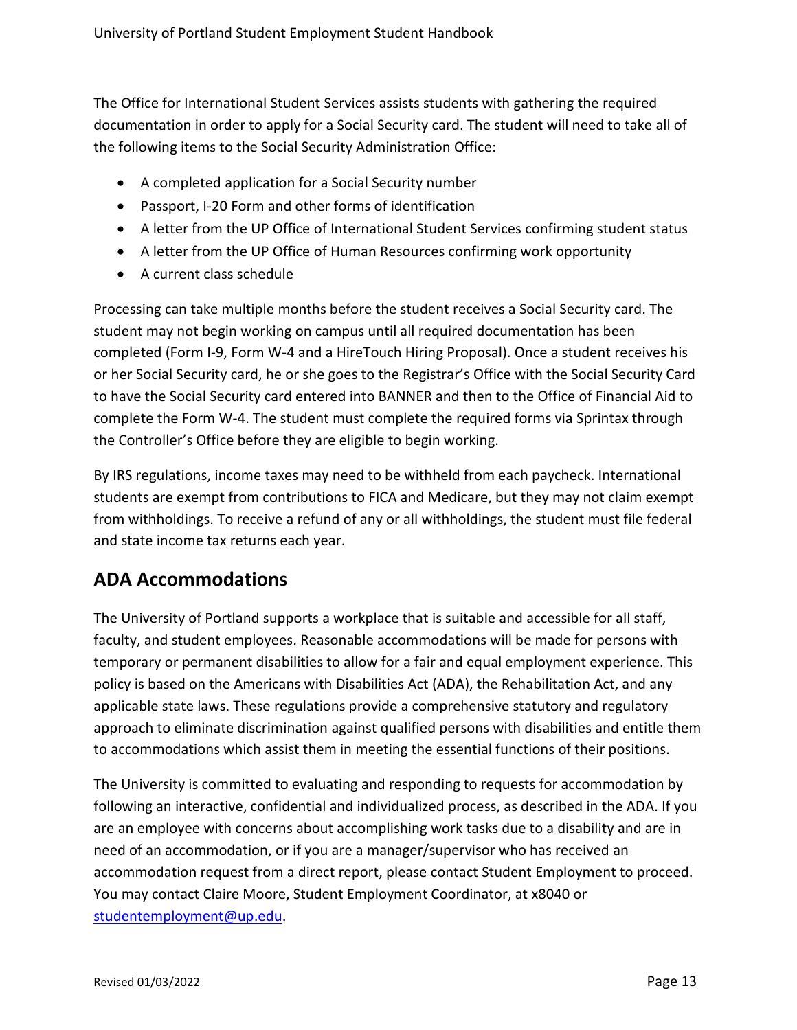The Office for International Student Services assists students with gathering the required documentation in order to apply for a Social Security card. The student will need to take all of the following items to the Social Security Administration Office:

- A completed application for a Social Security number
- Passport, I-20 Form and other forms of identification
- A letter from the UP Office of International Student Services confirming student status
- A letter from the UP Office of Human Resources confirming work opportunity
- A current class schedule

Processing can take multiple months before the student receives a Social Security card. The student may not begin working on campus until all required documentation has been completed (Form I-9, Form W-4 and a HireTouch Hiring Proposal). Once a student receives his or her Social Security card, he or she goes to the Registrar's Office with the Social Security Card to have the Social Security card entered into BANNER and then to the Office of Financial Aid to complete the Form W-4. The student must complete the required forms via Sprintax through the Controller's Office before they are eligible to begin working.

By IRS regulations, income taxes may need to be withheld from each paycheck. International students are exempt from contributions to FICA and Medicare, but they may not claim exempt from withholdings. To receive a refund of any or all withholdings, the student must file federal and state income tax returns each year.

## ADA Accommodations

The University of Portland supports a workplace that is suitable and accessible for all staff, faculty, and student employees. Reasonable accommodations will be made for persons with temporary or permanent disabilities to allow for a fair and equal employment experience. This policy is based on the Americans with Disabilities Act (ADA), the Rehabilitation Act, and any applicable state laws. These regulations provide a comprehensive statutory and regulatory approach to eliminate discrimination against qualified persons with disabilities and entitle them to accommodations which assist them in meeting the essential functions of their positions.

The University is committed to evaluating and responding to requests for accommodation by following an interactive, confidential and individualized process, as described in the ADA. If you are an employee with concerns about accomplishing work tasks due to a disability and are in need of an accommodation, or if you are a manager/supervisor who has received an accommodation request from a direct report, please contact Student Employment to proceed. You may contact Claire Moore, Student Employment Coordinator, at x8040 or studentemployment@up.edu.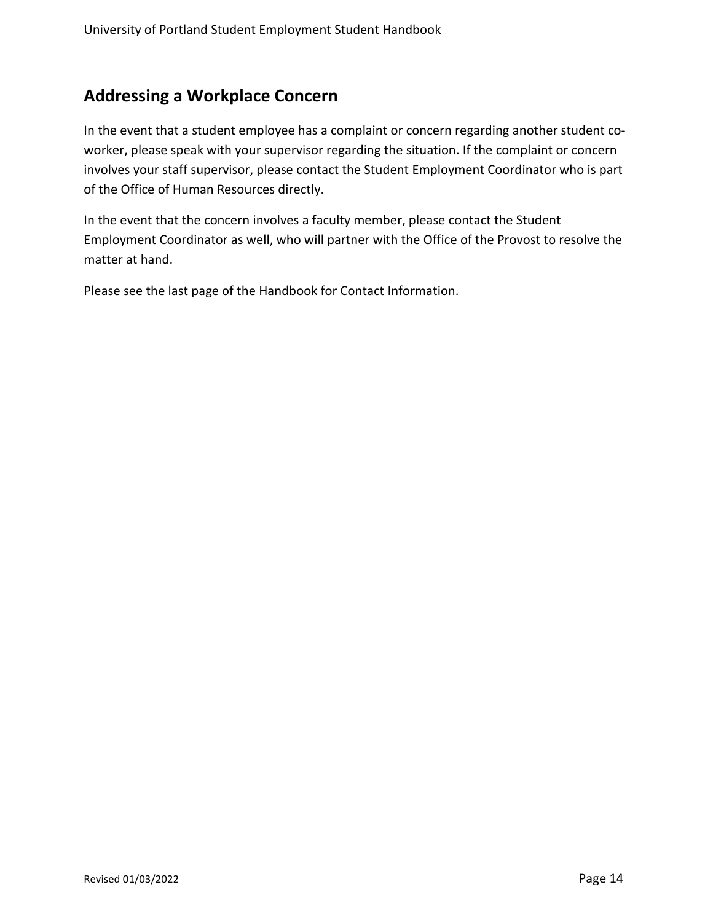## Addressing a Workplace Concern

In the event that a student employee has a complaint or concern regarding another student co-worker, please speak with your supervisor regarding the situation. If the complaint or concern involves your staff supervisor, please contact the Student Employment Coordinator who is part of the Office of Human Resources directly.

In the event that the concern involves a faculty member, please contact the Student Employment Coordinator as well, who will partner with the Office of the Provost to resolve the matter at hand.

Please see the last page of the Handbook for Contact Information.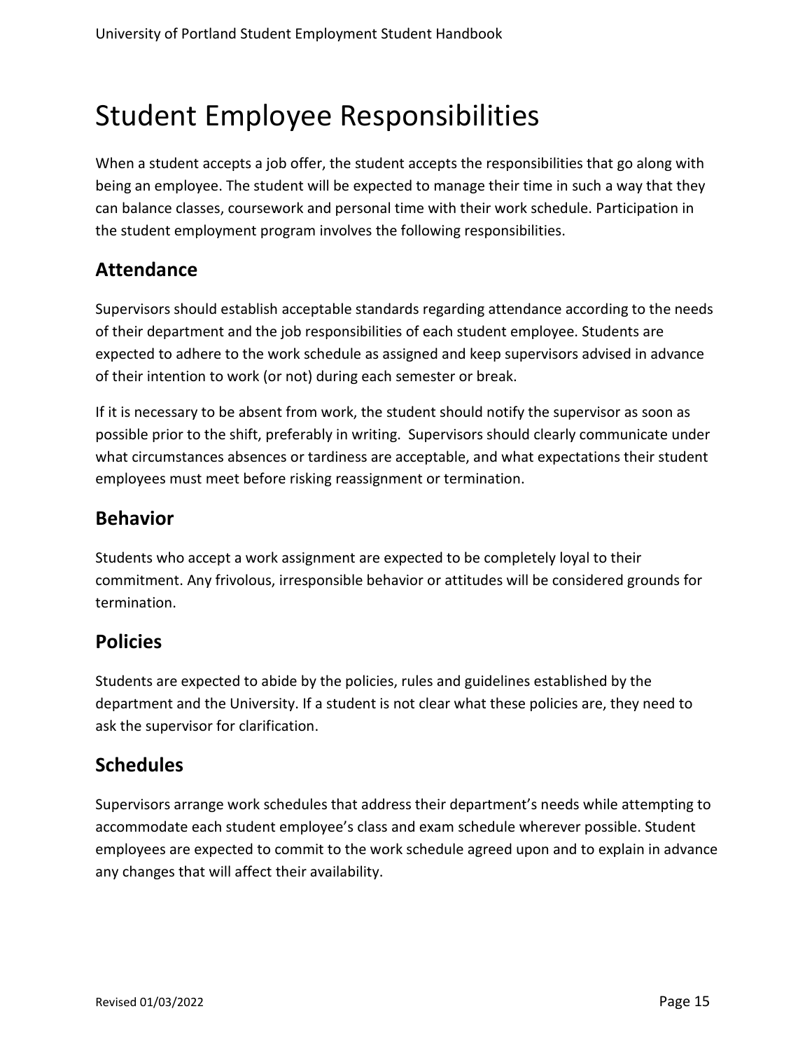# Student Employee Responsibilities

When a student accepts a job offer, the student accepts the responsibilities that go along with being an employee. The student will be expected to manage their time in such a way that they can balance classes, coursework and personal time with their work schedule. Participation in the student employment program involves the following responsibilities.

## Attendance

Supervisors should establish acceptable standards regarding attendance according to the needs of their department and the job responsibilities of each student employee. Students are expected to adhere to the work schedule as assigned and keep supervisors advised in advance of their intention to work (or not) during each semester or break.

If it is necessary to be absent from work, the student should notify the supervisor as soon as possible prior to the shift, preferably in writing. Supervisors should clearly communicate under what circumstances absences or tardiness are acceptable, and what expectations their student employees must meet before risking reassignment or termination.

## Behavior

Students who accept a work assignment are expected to be completely loyal to their commitment. Any frivolous, irresponsible behavior or attitudes will be considered grounds for termination.

## Policies

Students are expected to abide by the policies, rules and guidelines established by the department and the University. If a student is not clear what these policies are, they need to ask the supervisor for clarification.

## Schedules

Supervisors arrange work schedules that address their department's needs while attempting to accommodate each student employee's class and exam schedule wherever possible. Student employees are expected to commit to the work schedule agreed upon and to explain in advance any changes that will affect their availability.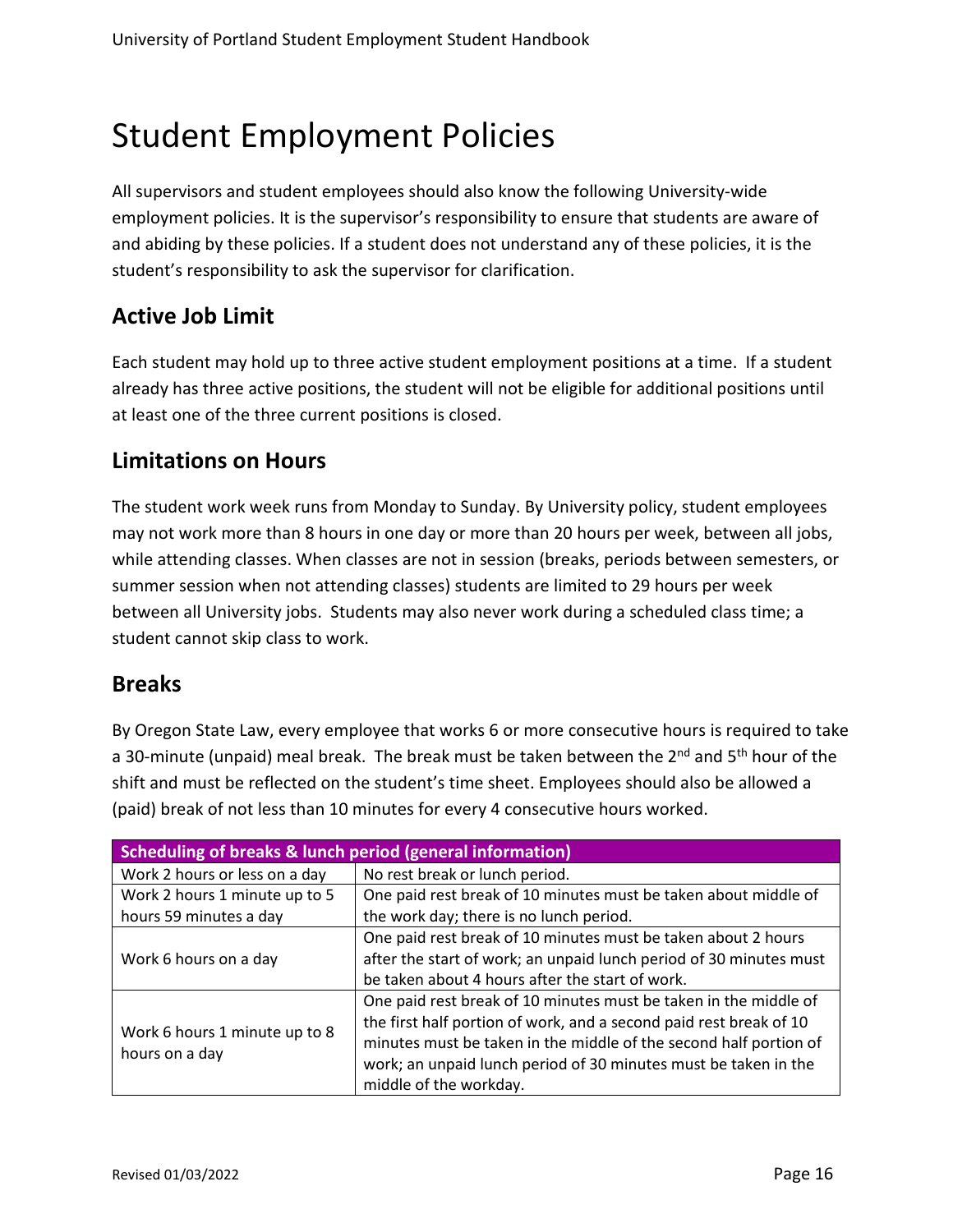# Student Employment Policies

All supervisors and student employees should also know the following University-wide employment policies. It is the supervisor's responsibility to ensure that students are aware of and abiding by these policies. If a student does not understand any of these policies, it is the student's responsibility to ask the supervisor for clarification.

## Active Job Limit

Each student may hold up to three active student employment positions at a time. If a student already has three active positions, the student will not be eligible for additional positions until at least one of the three current positions is closed.

## Limitations on Hours

The student work week runs from Monday to Sunday. By University policy, student employees may not work more than 8 hours in one day or more than 20 hours per week, between all jobs, while attending classes. When classes are not in session (breaks, periods between semesters, or summer session when not attending classes) students are limited to 29 hours per week between all University jobs. Students may also never work during a scheduled class time; a student cannot skip class to work.

## Breaks

By Oregon State Law, every employee that works 6 or more consecutive hours is required to take a 30-minute (unpaid) meal break. The break must be taken between the 2nd and 5th hour of the shift and must be reflected on the student's time sheet. Employees should also be allowed a (paid) break of not less than 10 minutes for every 4 consecutive hours worked.

| Scheduling of breaks & lunch period (general information) | |
|---|---|
| Work 2 hours or less on a day | No rest break or lunch period. |
| Work 2 hours 1 minute up to 5 hours 59 minutes a day | One paid rest break of 10 minutes must be taken about middle of the work day; there is no lunch period. |
| Work 6 hours on a day | One paid rest break of 10 minutes must be taken about 2 hours after the start of work; an unpaid lunch period of 30 minutes must be taken about 4 hours after the start of work. |
| Work 6 hours 1 minute up to 8 hours on a day | One paid rest break of 10 minutes must be taken in the middle of the first half portion of work, and a second paid rest break of 10 minutes must be taken in the middle of the second half portion of work; an unpaid lunch period of 30 minutes must be taken in the middle of the workday. |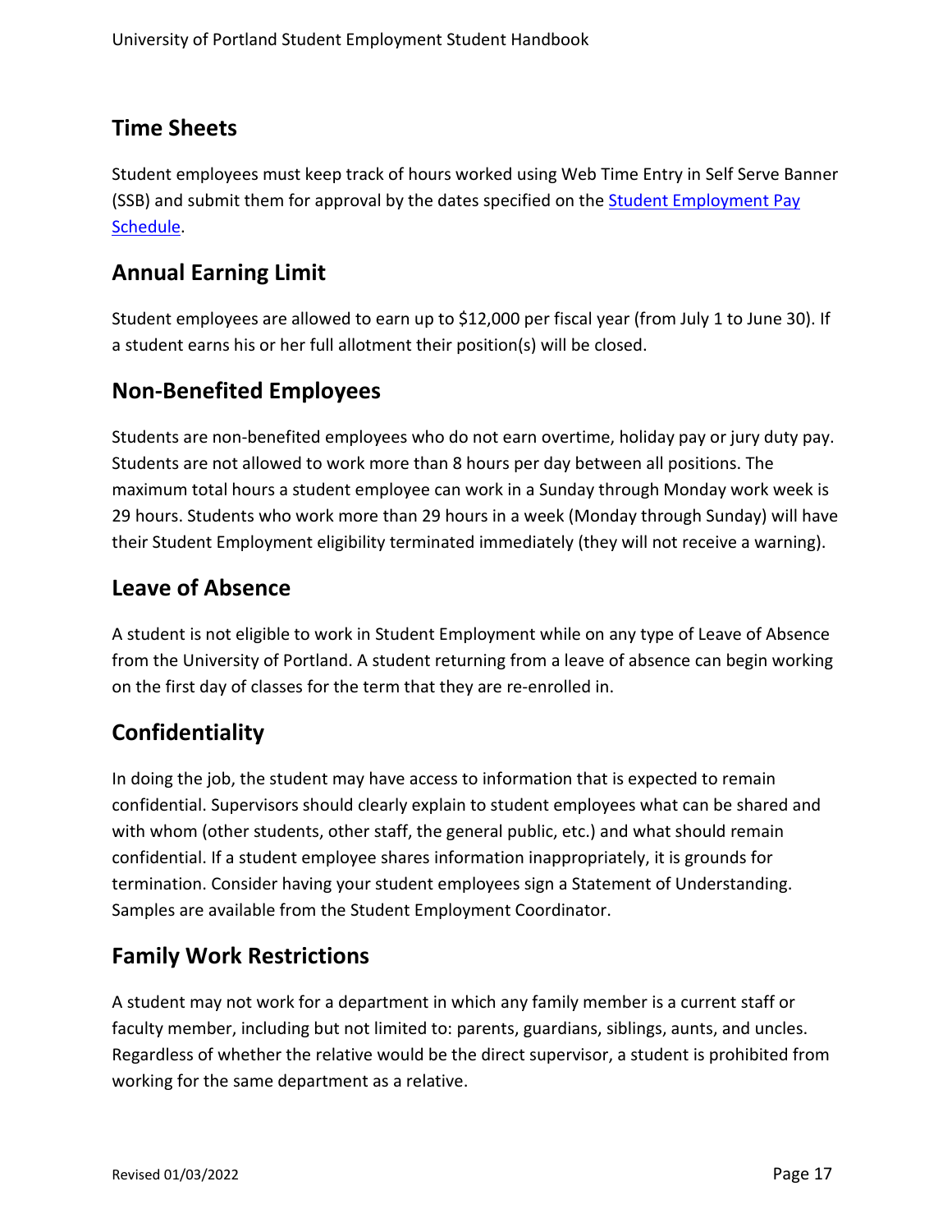## Time Sheets

Student employees must keep track of hours worked using Web Time Entry in Self Serve Banner (SSB) and submit them for approval by the dates specified on the [Student Employment Pay Schedule](Student Employment Pay Schedule).

## Annual Earning Limit

Student employees are allowed to earn up to $12,000 per fiscal year (from July 1 to June 30). If a student earns his or her full allotment their position(s) will be closed.

## Non-Benefited Employees

Students are non-benefited employees who do not earn overtime, holiday pay or jury duty pay. Students are not allowed to work more than 8 hours per day between all positions. The maximum total hours a student employee can work in a Sunday through Monday work week is 29 hours. Students who work more than 29 hours in a week (Monday through Sunday) will have their Student Employment eligibility terminated immediately (they will not receive a warning).

## Leave of Absence

A student is not eligible to work in Student Employment while on any type of Leave of Absence from the University of Portland. A student returning from a leave of absence can begin working on the first day of classes for the term that they are re-enrolled in.

## Confidentiality

In doing the job, the student may have access to information that is expected to remain confidential. Supervisors should clearly explain to student employees what can be shared and with whom (other students, other staff, the general public, etc.) and what should remain confidential. If a student employee shares information inappropriately, it is grounds for termination. Consider having your student employees sign a Statement of Understanding. Samples are available from the Student Employment Coordinator.

## Family Work Restrictions

A student may not work for a department in which any family member is a current staff or faculty member, including but not limited to: parents, guardians, siblings, aunts, and uncles. Regardless of whether the relative would be the direct supervisor, a student is prohibited from working for the same department as a relative.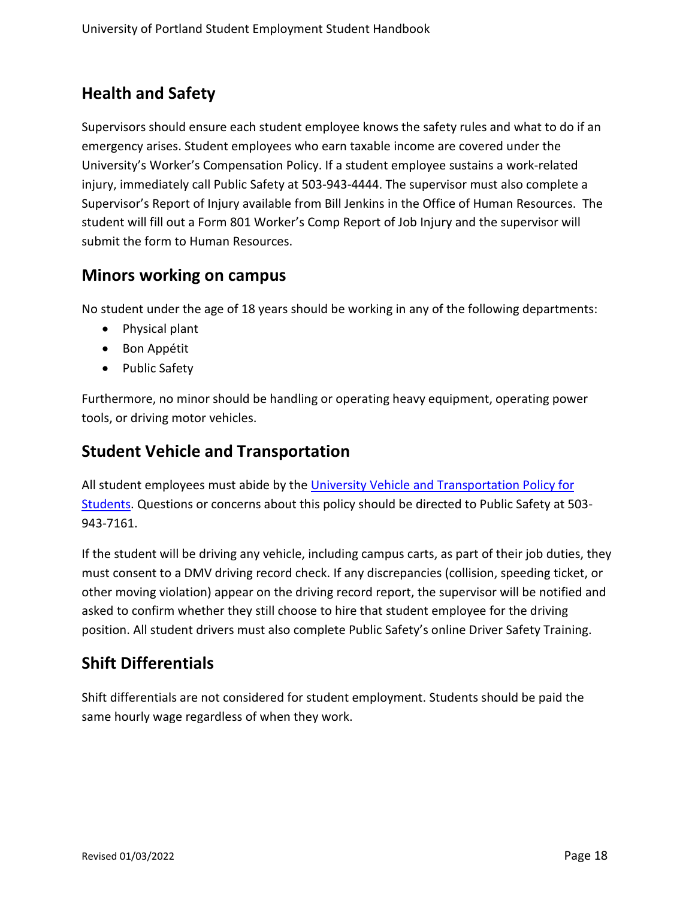## Health and Safety

Supervisors should ensure each student employee knows the safety rules and what to do if an emergency arises. Student employees who earn taxable income are covered under the University's Worker's Compensation Policy. If a student employee sustains a work-related injury, immediately call Public Safety at 503-943-4444. The supervisor must also complete a Supervisor's Report of Injury available from Bill Jenkins in the Office of Human Resources. The student will fill out a Form 801 Worker's Comp Report of Job Injury and the supervisor will submit the form to Human Resources.

## Minors working on campus

No student under the age of 18 years should be working in any of the following departments:

- Physical plant
- Bon Appétit
- Public Safety

Furthermore, no minor should be handling or operating heavy equipment, operating power tools, or driving motor vehicles.

## Student Vehicle and Transportation

All student employees must abide by the University Vehicle and Transportation Policy for Students. Questions or concerns about this policy should be directed to Public Safety at 503-943-7161.

If the student will be driving any vehicle, including campus carts, as part of their job duties, they must consent to a DMV driving record check. If any discrepancies (collision, speeding ticket, or other moving violation) appear on the driving record report, the supervisor will be notified and asked to confirm whether they still choose to hire that student employee for the driving position. All student drivers must also complete Public Safety's online Driver Safety Training.

## Shift Differentials

Shift differentials are not considered for student employment. Students should be paid the same hourly wage regardless of when they work.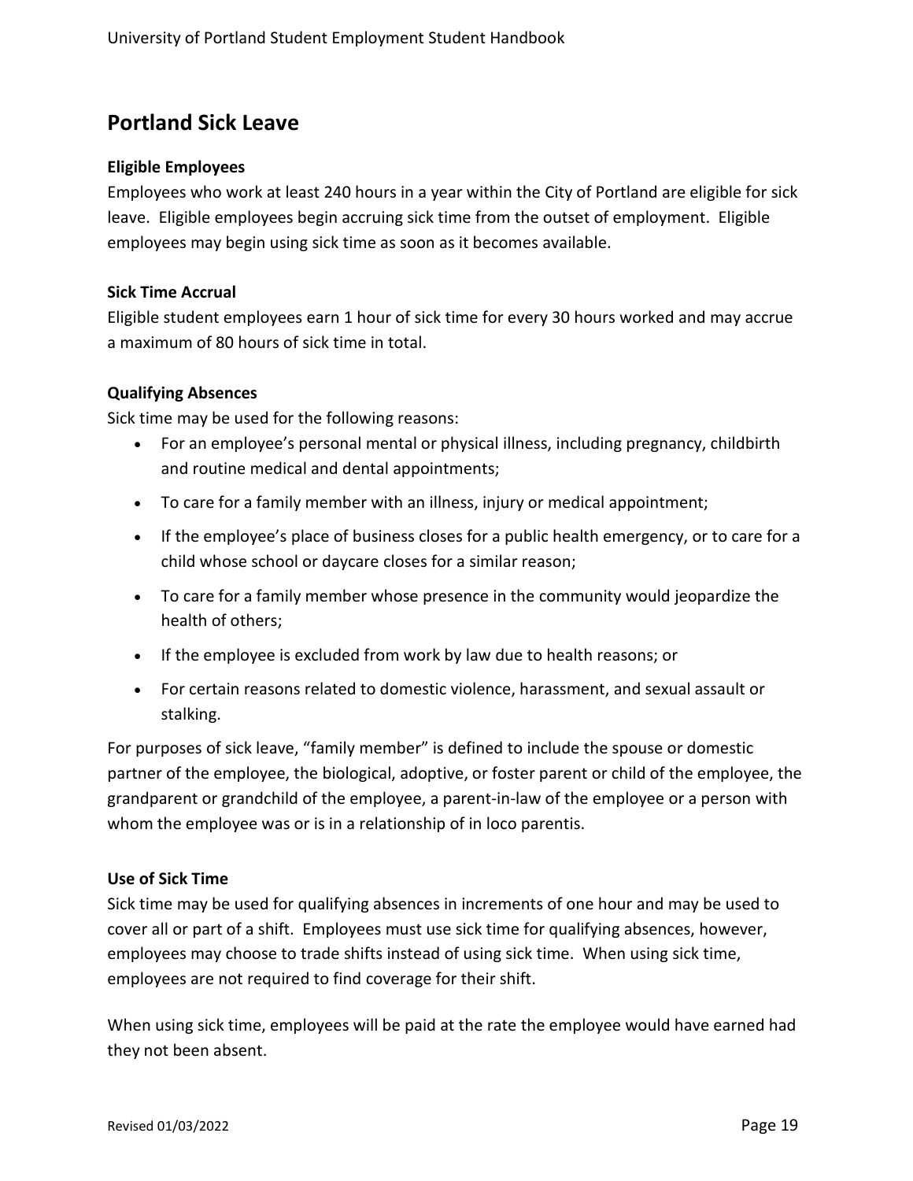## Portland Sick Leave

### Eligible Employees

Employees who work at least 240 hours in a year within the City of Portland are eligible for sick leave. Eligible employees begin accruing sick time from the outset of employment. Eligible employees may begin using sick time as soon as it becomes available.

### Sick Time Accrual

Eligible student employees earn 1 hour of sick time for every 30 hours worked and may accrue a maximum of 80 hours of sick time in total.

### Qualifying Absences

Sick time may be used for the following reasons:

- For an employee's personal mental or physical illness, including pregnancy, childbirth and routine medical and dental appointments;
- To care for a family member with an illness, injury or medical appointment;
- If the employee's place of business closes for a public health emergency, or to care for a child whose school or daycare closes for a similar reason;
- To care for a family member whose presence in the community would jeopardize the health of others;
- If the employee is excluded from work by law due to health reasons; or
- For certain reasons related to domestic violence, harassment, and sexual assault or stalking.

For purposes of sick leave, "family member" is defined to include the spouse or domestic partner of the employee, the biological, adoptive, or foster parent or child of the employee, the grandparent or grandchild of the employee, a parent-in-law of the employee or a person with whom the employee was or is in a relationship of in loco parentis.

### Use of Sick Time

Sick time may be used for qualifying absences in increments of one hour and may be used to cover all or part of a shift. Employees must use sick time for qualifying absences, however, employees may choose to trade shifts instead of using sick time. When using sick time, employees are not required to find coverage for their shift.

When using sick time, employees will be paid at the rate the employee would have earned had they not been absent.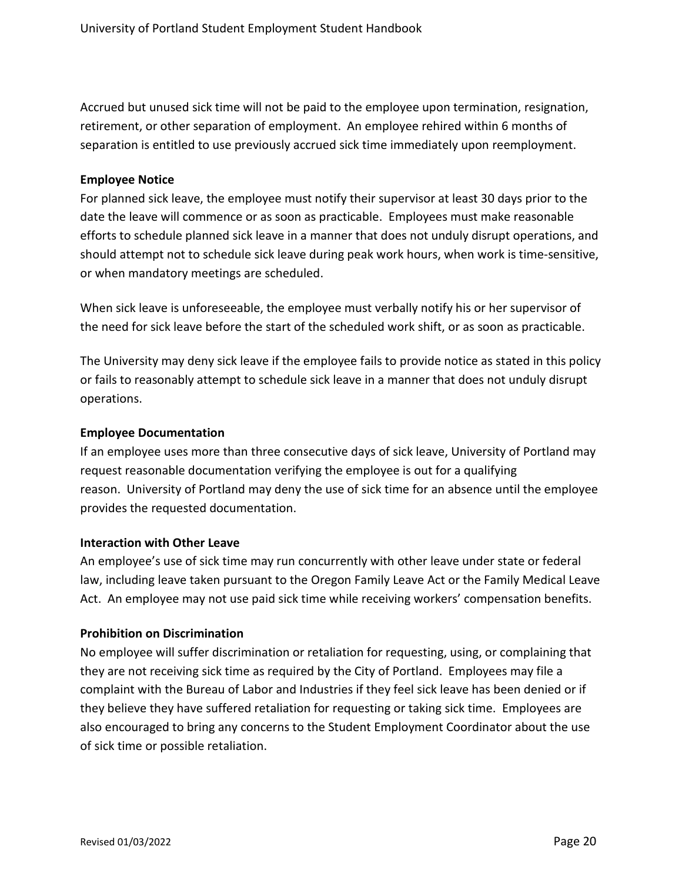Accrued but unused sick time will not be paid to the employee upon termination, resignation, retirement, or other separation of employment. An employee rehired within 6 months of separation is entitled to use previously accrued sick time immediately upon reemployment.

**Employee Notice**

For planned sick leave, the employee must notify their supervisor at least 30 days prior to the date the leave will commence or as soon as practicable. Employees must make reasonable efforts to schedule planned sick leave in a manner that does not unduly disrupt operations, and should attempt not to schedule sick leave during peak work hours, when work is time-sensitive, or when mandatory meetings are scheduled.

When sick leave is unforeseeable, the employee must verbally notify his or her supervisor of the need for sick leave before the start of the scheduled work shift, or as soon as practicable.

The University may deny sick leave if the employee fails to provide notice as stated in this policy or fails to reasonably attempt to schedule sick leave in a manner that does not unduly disrupt operations.

**Employee Documentation**

If an employee uses more than three consecutive days of sick leave, University of Portland may request reasonable documentation verifying the employee is out for a qualifying reason. University of Portland may deny the use of sick time for an absence until the employee provides the requested documentation.

**Interaction with Other Leave**

An employee's use of sick time may run concurrently with other leave under state or federal law, including leave taken pursuant to the Oregon Family Leave Act or the Family Medical Leave Act. An employee may not use paid sick time while receiving workers' compensation benefits.

**Prohibition on Discrimination**

No employee will suffer discrimination or retaliation for requesting, using, or complaining that they are not receiving sick time as required by the City of Portland. Employees may file a complaint with the Bureau of Labor and Industries if they feel sick leave has been denied or if they believe they have suffered retaliation for requesting or taking sick time. Employees are also encouraged to bring any concerns to the Student Employment Coordinator about the use of sick time or possible retaliation.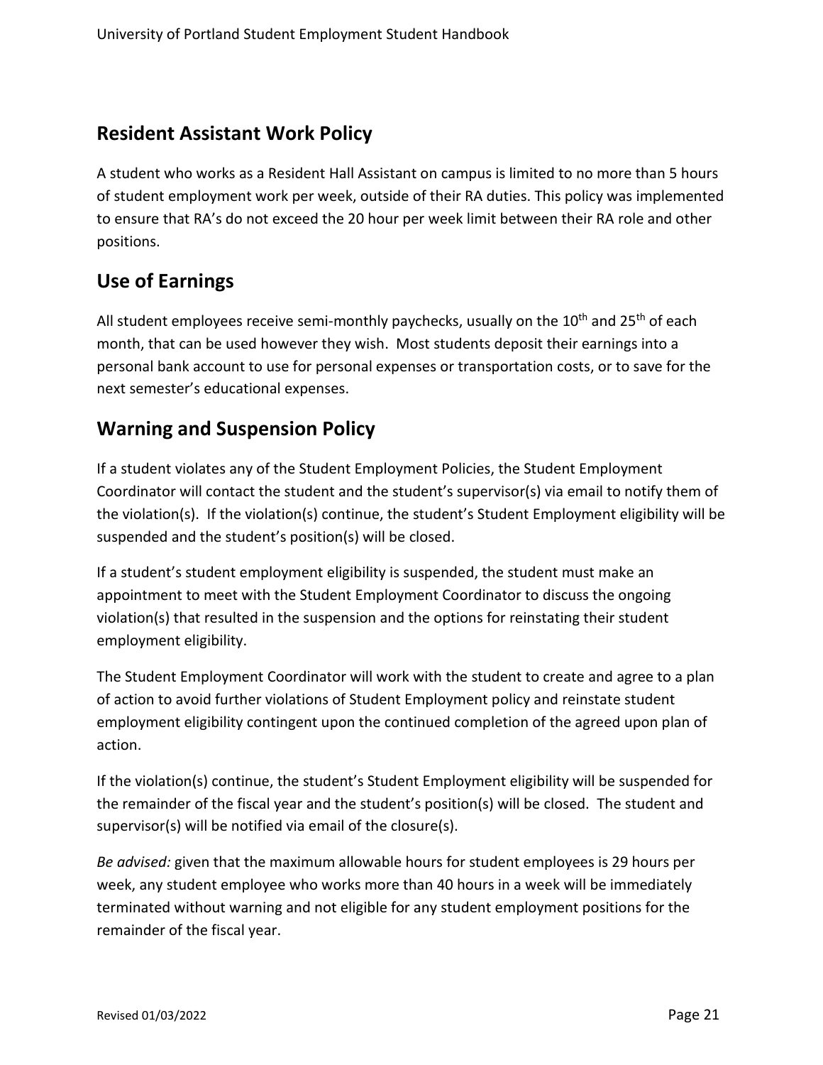## Resident Assistant Work Policy

A student who works as a Resident Hall Assistant on campus is limited to no more than 5 hours of student employment work per week, outside of their RA duties. This policy was implemented to ensure that RA's do not exceed the 20 hour per week limit between their RA role and other positions.

## Use of Earnings

All student employees receive semi-monthly paychecks, usually on the 10th and 25th of each month, that can be used however they wish. Most students deposit their earnings into a personal bank account to use for personal expenses or transportation costs, or to save for the next semester's educational expenses.

## Warning and Suspension Policy

If a student violates any of the Student Employment Policies, the Student Employment Coordinator will contact the student and the student's supervisor(s) via email to notify them of the violation(s). If the violation(s) continue, the student's Student Employment eligibility will be suspended and the student's position(s) will be closed.

If a student's student employment eligibility is suspended, the student must make an appointment to meet with the Student Employment Coordinator to discuss the ongoing violation(s) that resulted in the suspension and the options for reinstating their student employment eligibility.

The Student Employment Coordinator will work with the student to create and agree to a plan of action to avoid further violations of Student Employment policy and reinstate student employment eligibility contingent upon the continued completion of the agreed upon plan of action.

If the violation(s) continue, the student's Student Employment eligibility will be suspended for the remainder of the fiscal year and the student's position(s) will be closed. The student and supervisor(s) will be notified via email of the closure(s).

*Be advised:* given that the maximum allowable hours for student employees is 29 hours per week, any student employee who works more than 40 hours in a week will be immediately terminated without warning and not eligible for any student employment positions for the remainder of the fiscal year.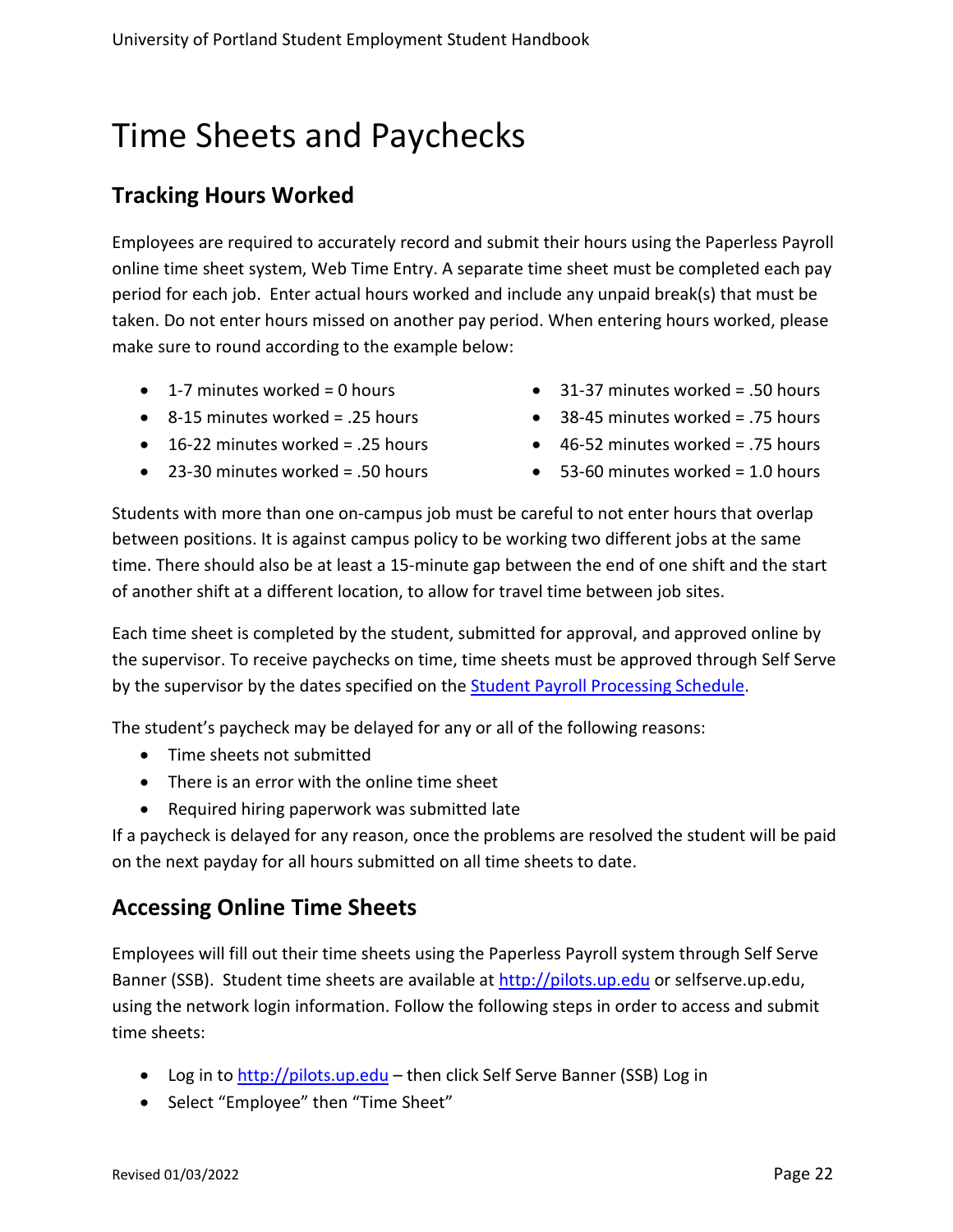# Time Sheets and Paychecks

## Tracking Hours Worked

Employees are required to accurately record and submit their hours using the Paperless Payroll online time sheet system, Web Time Entry. A separate time sheet must be completed each pay period for each job. Enter actual hours worked and include any unpaid break(s) that must be taken. Do not enter hours missed on another pay period. When entering hours worked, please make sure to round according to the example below:

- 1-7 minutes worked = 0 hours
- 8-15 minutes worked = .25 hours
- 16-22 minutes worked = .25 hours
- 23-30 minutes worked = .50 hours
- 31-37 minutes worked = .50 hours
- 38-45 minutes worked = .75 hours
- 46-52 minutes worked = .75 hours
- 53-60 minutes worked = 1.0 hours

Students with more than one on-campus job must be careful to not enter hours that overlap between positions. It is against campus policy to be working two different jobs at the same time. There should also be at least a 15-minute gap between the end of one shift and the start of another shift at a different location, to allow for travel time between job sites.

Each time sheet is completed by the student, submitted for approval, and approved online by the supervisor. To receive paychecks on time, time sheets must be approved through Self Serve by the supervisor by the dates specified on the Student Payroll Processing Schedule.

The student's paycheck may be delayed for any or all of the following reasons:

- Time sheets not submitted
- There is an error with the online time sheet
- Required hiring paperwork was submitted late

If a paycheck is delayed for any reason, once the problems are resolved the student will be paid on the next payday for all hours submitted on all time sheets to date.

## Accessing Online Time Sheets

Employees will fill out their time sheets using the Paperless Payroll system through Self Serve Banner (SSB). Student time sheets are available at http://pilots.up.edu or selfserve.up.edu, using the network login information. Follow the following steps in order to access and submit time sheets:

- Log in to http://pilots.up.edu – then click Self Serve Banner (SSB) Log in
- Select "Employee" then "Time Sheet"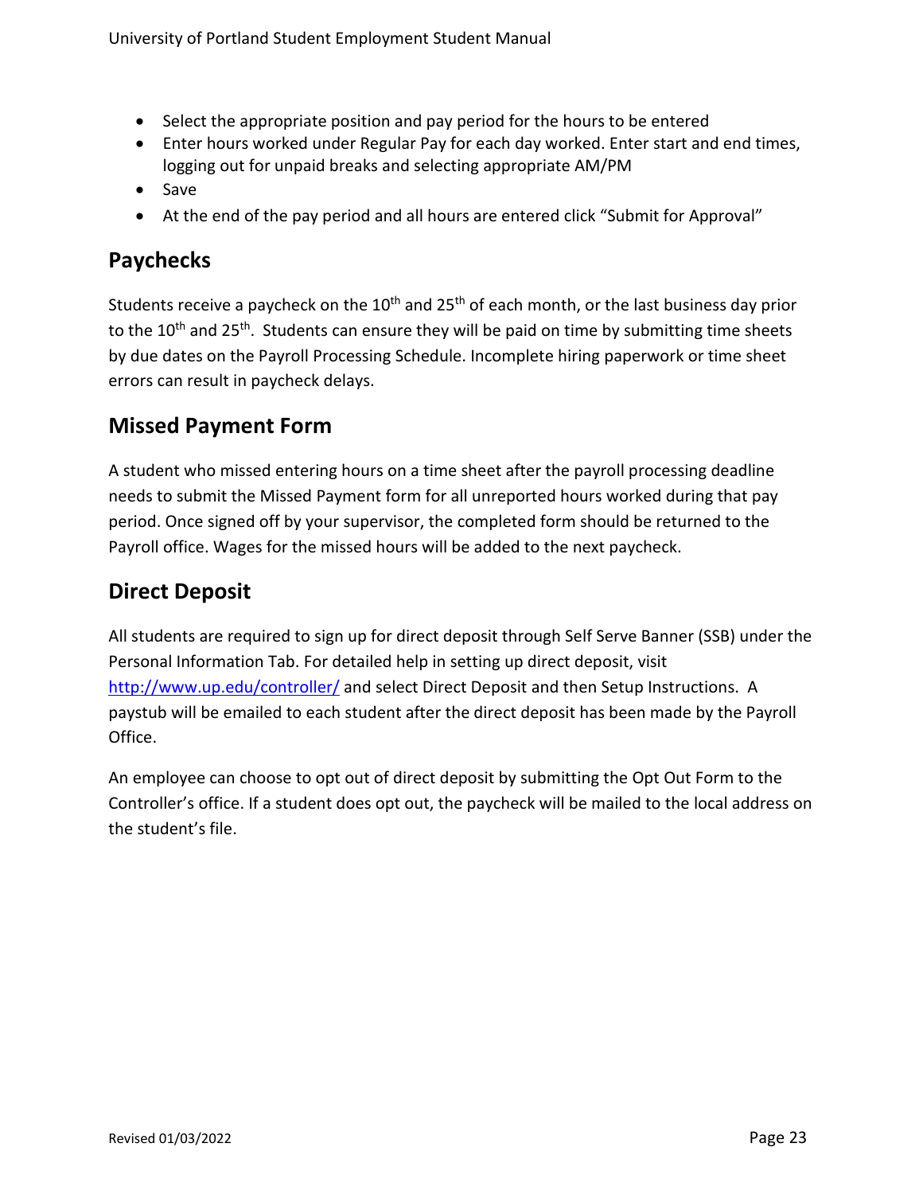- Select the appropriate position and pay period for the hours to be entered
- Enter hours worked under Regular Pay for each day worked. Enter start and end times, logging out for unpaid breaks and selecting appropriate AM/PM
- Save
- At the end of the pay period and all hours are entered click "Submit for Approval"

## Paychecks

Students receive a paycheck on the 10th and 25th of each month, or the last business day prior to the 10th and 25th. Students can ensure they will be paid on time by submitting time sheets by due dates on the Payroll Processing Schedule. Incomplete hiring paperwork or time sheet errors can result in paycheck delays.

## Missed Payment Form

A student who missed entering hours on a time sheet after the payroll processing deadline needs to submit the Missed Payment form for all unreported hours worked during that pay period. Once signed off by your supervisor, the completed form should be returned to the Payroll office. Wages for the missed hours will be added to the next paycheck.

## Direct Deposit

All students are required to sign up for direct deposit through Self Serve Banner (SSB) under the Personal Information Tab. For detailed help in setting up direct deposit, visit [http://www.up.edu/controller/](http://www.up.edu/controller/) and select Direct Deposit and then Setup Instructions. A paystub will be emailed to each student after the direct deposit has been made by the Payroll Office.

An employee can choose to opt out of direct deposit by submitting the Opt Out Form to the Controller's office. If a student does opt out, the paycheck will be mailed to the local address on the student's file.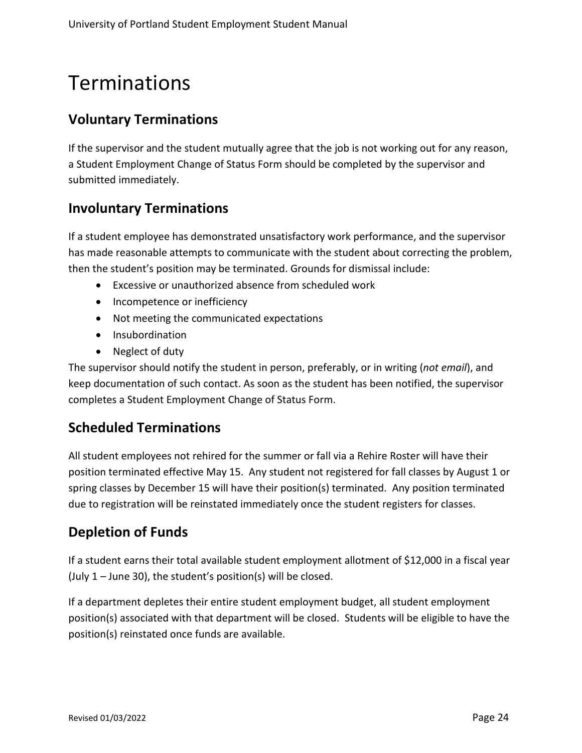# Terminations

## Voluntary Terminations

If the supervisor and the student mutually agree that the job is not working out for any reason, a Student Employment Change of Status Form should be completed by the supervisor and submitted immediately.

## Involuntary Terminations

If a student employee has demonstrated unsatisfactory work performance, and the supervisor has made reasonable attempts to communicate with the student about correcting the problem, then the student's position may be terminated. Grounds for dismissal include:

- Excessive or unauthorized absence from scheduled work
- Incompetence or inefficiency
- Not meeting the communicated expectations
- Insubordination
- Neglect of duty

The supervisor should notify the student in person, preferably, or in writing (*not email*), and keep documentation of such contact. As soon as the student has been notified, the supervisor completes a Student Employment Change of Status Form.

## Scheduled Terminations

All student employees not rehired for the summer or fall via a Rehire Roster will have their position terminated effective May 15. Any student not registered for fall classes by August 1 or spring classes by December 15 will have their position(s) terminated. Any position terminated due to registration will be reinstated immediately once the student registers for classes.

## Depletion of Funds

If a student earns their total available student employment allotment of $12,000 in a fiscal year (July 1 – June 30), the student's position(s) will be closed.

If a department depletes their entire student employment budget, all student employment position(s) associated with that department will be closed. Students will be eligible to have the position(s) reinstated once funds are available.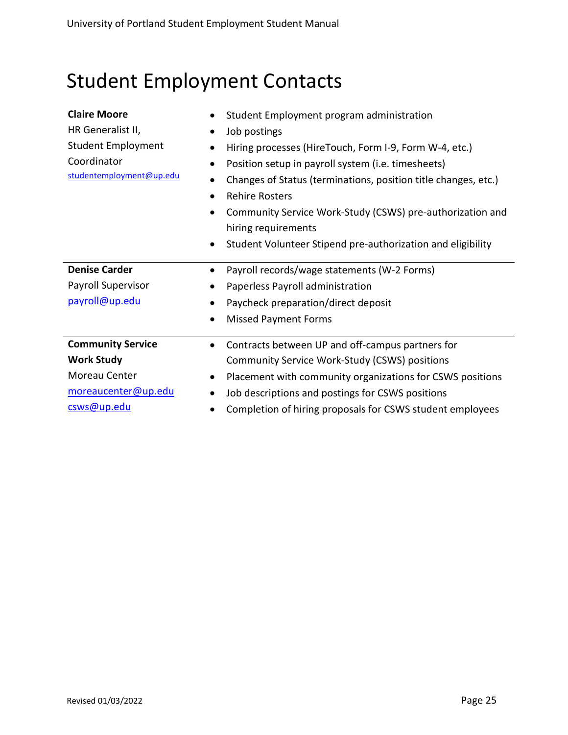# Student Employment Contacts

| | |
|---|---|
| **Claire Moore**<br>HR Generalist II,<br>Student Employment Coordinator<br>studentemployment@up.edu | • Student Employment program administration<br>• Job postings<br>• Hiring processes (HireTouch, Form I-9, Form W-4, etc.)<br>• Position setup in payroll system (i.e. timesheets)<br>• Changes of Status (terminations, position title changes, etc.)<br>• Rehire Rosters<br>• Community Service Work-Study (CSWS) pre-authorization and hiring requirements<br>• Student Volunteer Stipend pre-authorization and eligibility |
| **Denise Carder**<br>Payroll Supervisor<br>payroll@up.edu | • Payroll records/wage statements (W-2 Forms)<br>• Paperless Payroll administration<br>• Paycheck preparation/direct deposit<br>• Missed Payment Forms |
| **Community Service Work Study**<br>Moreau Center<br>moreaucenter@up.edu<br>csws@up.edu | • Contracts between UP and off-campus partners for Community Service Work-Study (CSWS) positions<br>• Placement with community organizations for CSWS positions<br>• Job descriptions and postings for CSWS positions<br>• Completion of hiring proposals for CSWS student employees |

Revised 01/03/2022